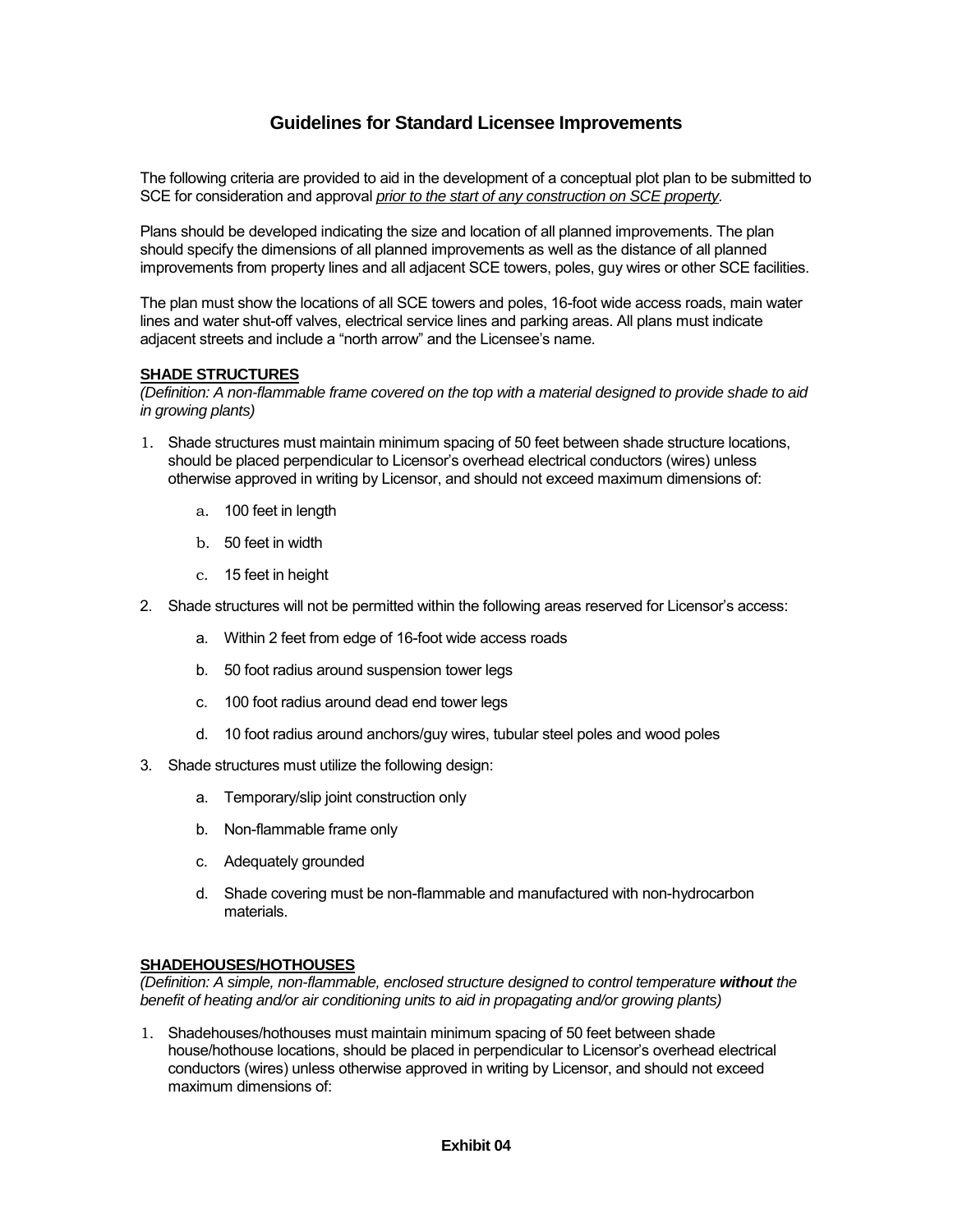# Guidelines for Standard Licensee Improvements

The following criteria are provided to aid in the development of a conceptual plot plan to be submitted to SCE for consideration and approval *prior to the start of any construction on SCE property*.

Plans should be developed indicating the size and location of all planned improvements. The plan should specify the dimensions of all planned improvements as well as the distance of all planned improvements from property lines and all adjacent SCE towers, poles, guy wires or other SCE facilities.

The plan must show the locations of all SCE towers and poles, 16-foot wide access roads, main water lines and water shut-off valves, electrical service lines and parking areas. All plans must indicate adjacent streets and include a "north arrow" and the Licensee's name.

## SHADE STRUCTURES

*(Definition: A non-flammable frame covered on the top with a material designed to provide shade to aid in growing plants)*

1. Shade structures must maintain minimum spacing of 50 feet between shade structure locations, should be placed perpendicular to Licensor's overhead electrical conductors (wires) unless otherwise approved in writing by Licensor, and should not exceed maximum dimensions of:
   a. 100 feet in length
   b. 50 feet in width
   c. 15 feet in height
2. Shade structures will not be permitted within the following areas reserved for Licensor's access:
   a. Within 2 feet from edge of 16-foot wide access roads
   b. 50 foot radius around suspension tower legs
   c. 100 foot radius around dead end tower legs
   d. 10 foot radius around anchors/guy wires, tubular steel poles and wood poles
3. Shade structures must utilize the following design:
   a. Temporary/slip joint construction only
   b. Non-flammable frame only
   c. Adequately grounded
   d. Shade covering must be non-flammable and manufactured with non-hydrocarbon materials.

## SHADEHOUSES/HOTHOUSES

*(Definition: A simple, non-flammable, enclosed structure designed to control temperature **without** the benefit of heating and/or air conditioning units to aid in propagating and/or growing plants)*

1. Shadehouses/hothouses must maintain minimum spacing of 50 feet between shade house/hothouse locations, should be placed in perpendicular to Licensor's overhead electrical conductors (wires) unless otherwise approved in writing by Licensor, and should not exceed maximum dimensions of:

**Exhibit 04**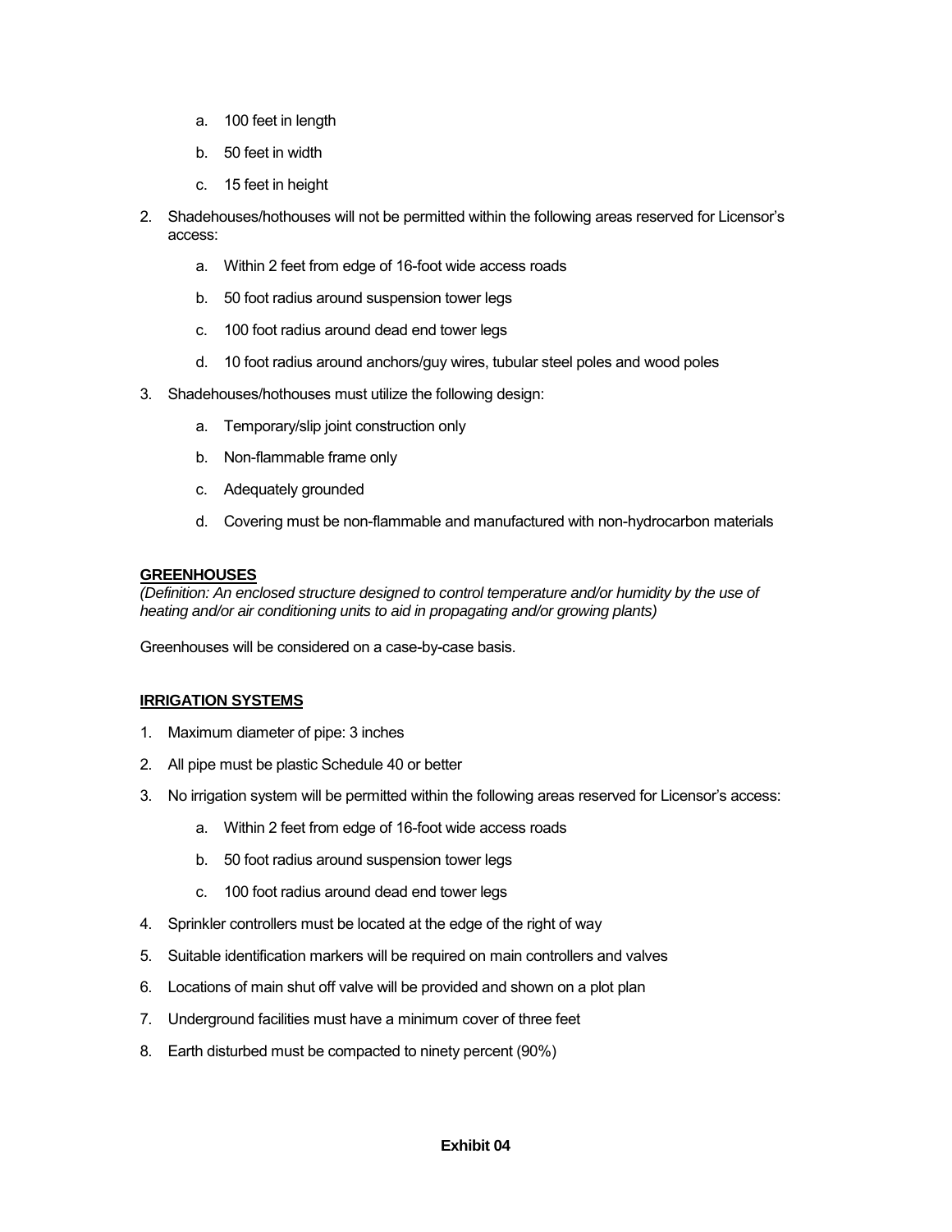a. 100 feet in length
   b. 50 feet in width
   c. 15 feet in height

2. Shadehouses/hothouses will not be permitted within the following areas reserved for Licensor's access:
   a. Within 2 feet from edge of 16-foot wide access roads
   b. 50 foot radius around suspension tower legs
   c. 100 foot radius around dead end tower legs
   d. 10 foot radius around anchors/guy wires, tubular steel poles and wood poles

3. Shadehouses/hothouses must utilize the following design:
   a. Temporary/slip joint construction only
   b. Non-flammable frame only
   c. Adequately grounded
   d. Covering must be non-flammable and manufactured with non-hydrocarbon materials

**GREENHOUSES**

*(Definition: An enclosed structure designed to control temperature and/or humidity by the use of heating and/or air conditioning units to aid in propagating and/or growing plants)*

Greenhouses will be considered on a case-by-case basis.

**IRRIGATION SYSTEMS**

1. Maximum diameter of pipe: 3 inches
2. All pipe must be plastic Schedule 40 or better
3. No irrigation system will be permitted within the following areas reserved for Licensor's access:
   a. Within 2 feet from edge of 16-foot wide access roads
   b. 50 foot radius around suspension tower legs
   c. 100 foot radius around dead end tower legs
4. Sprinkler controllers must be located at the edge of the right of way
5. Suitable identification markers will be required on main controllers and valves
6. Locations of main shut off valve will be provided and shown on a plot plan
7. Underground facilities must have a minimum cover of three feet
8. Earth disturbed must be compacted to ninety percent (90%)

**Exhibit 04**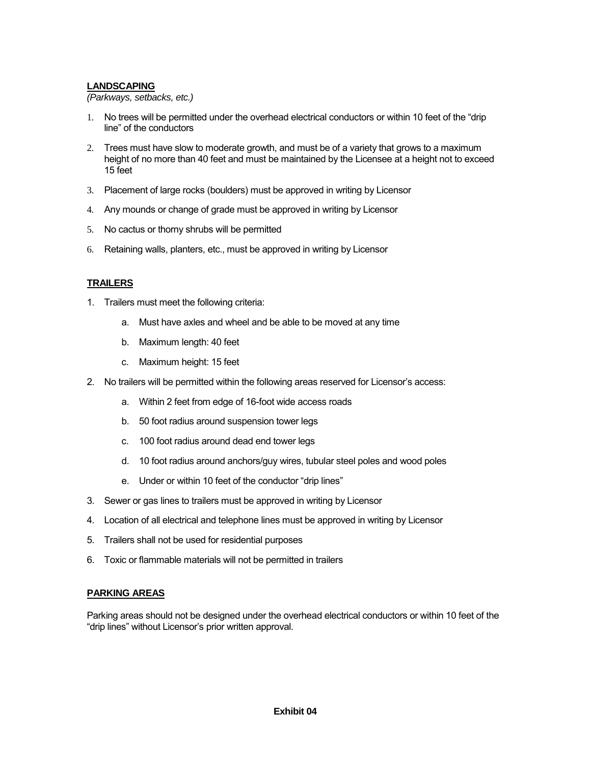## LANDSCAPING

*(Parkways, setbacks, etc.)*

1. No trees will be permitted under the overhead electrical conductors or within 10 feet of the "drip line" of the conductors
2. Trees must have slow to moderate growth, and must be of a variety that grows to a maximum height of no more than 40 feet and must be maintained by the Licensee at a height not to exceed 15 feet
3. Placement of large rocks (boulders) must be approved in writing by Licensor
4. Any mounds or change of grade must be approved in writing by Licensor
5. No cactus or thorny shrubs will be permitted
6. Retaining walls, planters, etc., must be approved in writing by Licensor

## TRAILERS

1. Trailers must meet the following criteria:
   a. Must have axles and wheel and be able to be moved at any time
   b. Maximum length: 40 feet
   c. Maximum height: 15 feet
2. No trailers will be permitted within the following areas reserved for Licensor's access:
   a. Within 2 feet from edge of 16-foot wide access roads
   b. 50 foot radius around suspension tower legs
   c. 100 foot radius around dead end tower legs
   d. 10 foot radius around anchors/guy wires, tubular steel poles and wood poles
   e. Under or within 10 feet of the conductor "drip lines"
3. Sewer or gas lines to trailers must be approved in writing by Licensor
4. Location of all electrical and telephone lines must be approved in writing by Licensor
5. Trailers shall not be used for residential purposes
6. Toxic or flammable materials will not be permitted in trailers

## PARKING AREAS

Parking areas should not be designed under the overhead electrical conductors or within 10 feet of the "drip lines" without Licensor's prior written approval.

**Exhibit 04**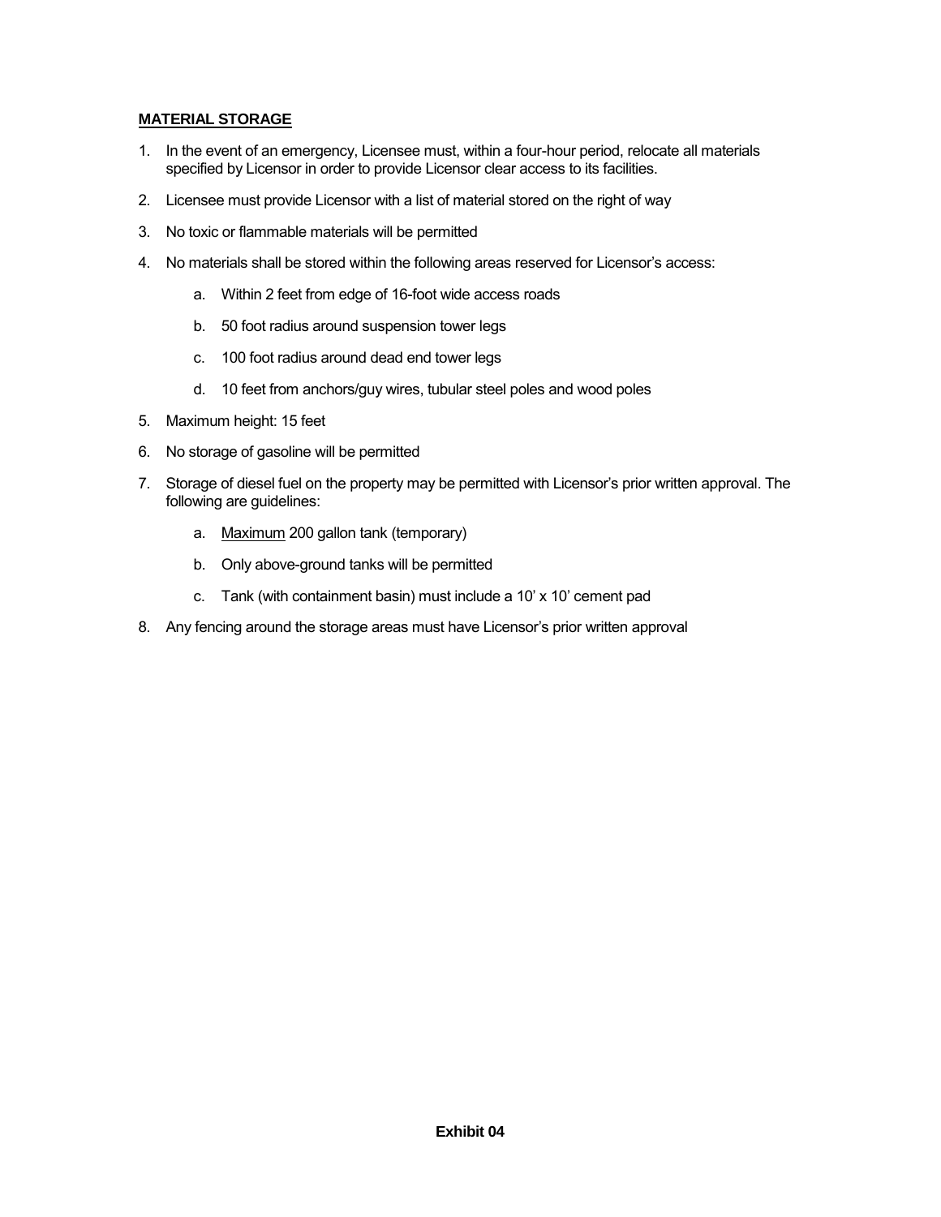**<u>MATERIAL STORAGE</u>**

1. In the event of an emergency, Licensee must, within a four-hour period, relocate all materials specified by Licensor in order to provide Licensor clear access to its facilities.
2. Licensee must provide Licensor with a list of material stored on the right of way
3. No toxic or flammable materials will be permitted
4. No materials shall be stored within the following areas reserved for Licensor's access:
    a. Within 2 feet from edge of 16-foot wide access roads
    b. 50 foot radius around suspension tower legs
    c. 100 foot radius around dead end tower legs
    d. 10 feet from anchors/guy wires, tubular steel poles and wood poles
5. Maximum height: 15 feet
6. No storage of gasoline will be permitted
7. Storage of diesel fuel on the property may be permitted with Licensor's prior written approval. The following are guidelines:
    a. <u>Maximum</u> 200 gallon tank (temporary)
    b. Only above-ground tanks will be permitted
    c. Tank (with containment basin) must include a 10' x 10' cement pad
8. Any fencing around the storage areas must have Licensor's prior written approval

**Exhibit 04**